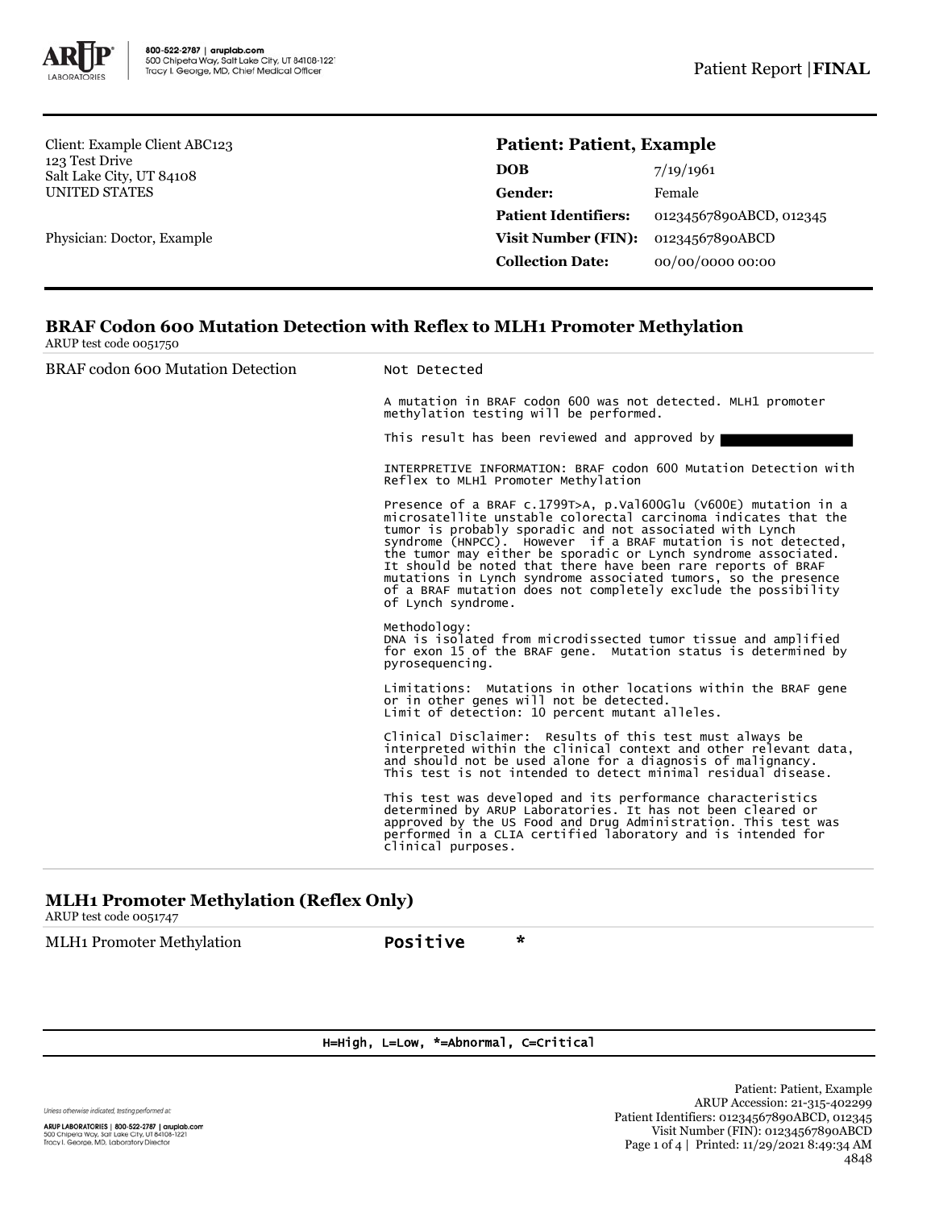800-522-2787 | aruplab.com
500 Chipeta Way, Salt Lake City, UT 84108-1221
Tracy I. George, MD, Chief Medical Officer

Patient Report | **FINAL**

Client: Example Client ABC123
123 Test Drive
Salt Lake City, UT 84108
UNITED STATES

Physician: Doctor, Example

**Patient: Patient, Example**

| | |
|---|---|
| **DOB** | 7/19/1961 |
| **Gender:** | Female |
| **Patient Identifiers:** | 01234567890ABCD, 012345 |
| **Visit Number (FIN):** | 01234567890ABCD |
| **Collection Date:** | 00/00/0000 00:00 |

## BRAF Codon 600 Mutation Detection with Reflex to MLH1 Promoter Methylation

ARUP test code 0051750

BRAF codon 600 Mutation Detection — Not Detected

A mutation in BRAF codon 600 was not detected. MLH1 promoter methylation testing will be performed.

This result has been reviewed and approved by

INTERPRETIVE INFORMATION: BRAF codon 600 Mutation Detection with Reflex to MLH1 Promoter Methylation

Presence of a BRAF c.1799T>A, p.Val600Glu (V600E) mutation in a microsatellite unstable colorectal carcinoma indicates that the tumor is probably sporadic and not associated with Lynch syndrome (HNPCC). However if a BRAF mutation is not detected, the tumor may either be sporadic or Lynch syndrome associated. It should be noted that there have been rare reports of BRAF mutations in Lynch syndrome associated tumors, so the presence of a BRAF mutation does not completely exclude the possibility of Lynch syndrome.

Methodology:
DNA is isolated from microdissected tumor tissue and amplified for exon 15 of the BRAF gene. Mutation status is determined by pyrosequencing.

Limitations: Mutations in other locations within the BRAF gene or in other genes will not be detected.
Limit of detection: 10 percent mutant alleles.

Clinical Disclaimer: Results of this test must always be interpreted within the clinical context and other relevant data, and should not be used alone for a diagnosis of malignancy. This test is not intended to detect minimal residual disease.

This test was developed and its performance characteristics determined by ARUP Laboratories. It has not been cleared or approved by the US Food and Drug Administration. This test was performed in a CLIA certified laboratory and is intended for clinical purposes.

## MLH1 Promoter Methylation (Reflex Only)

ARUP test code 0051747

MLH1 Promoter Methylation — **Positive** *

H=High, L=Low, *=Abnormal, C=Critical

Unless otherwise indicated, testing performed at:
ARUP LABORATORIES | 800-522-2787 | aruplab.com
500 Chipeta Way, Salt Lake City, UT 84108-1221
Tracy I. George, MD, Laboratory Director

Patient: Patient, Example
ARUP Accession: 21-315-402299
Patient Identifiers: 01234567890ABCD, 012345
Visit Number (FIN): 01234567890ABCD
Printed: 11/29/2021 8:49:34 AM
4848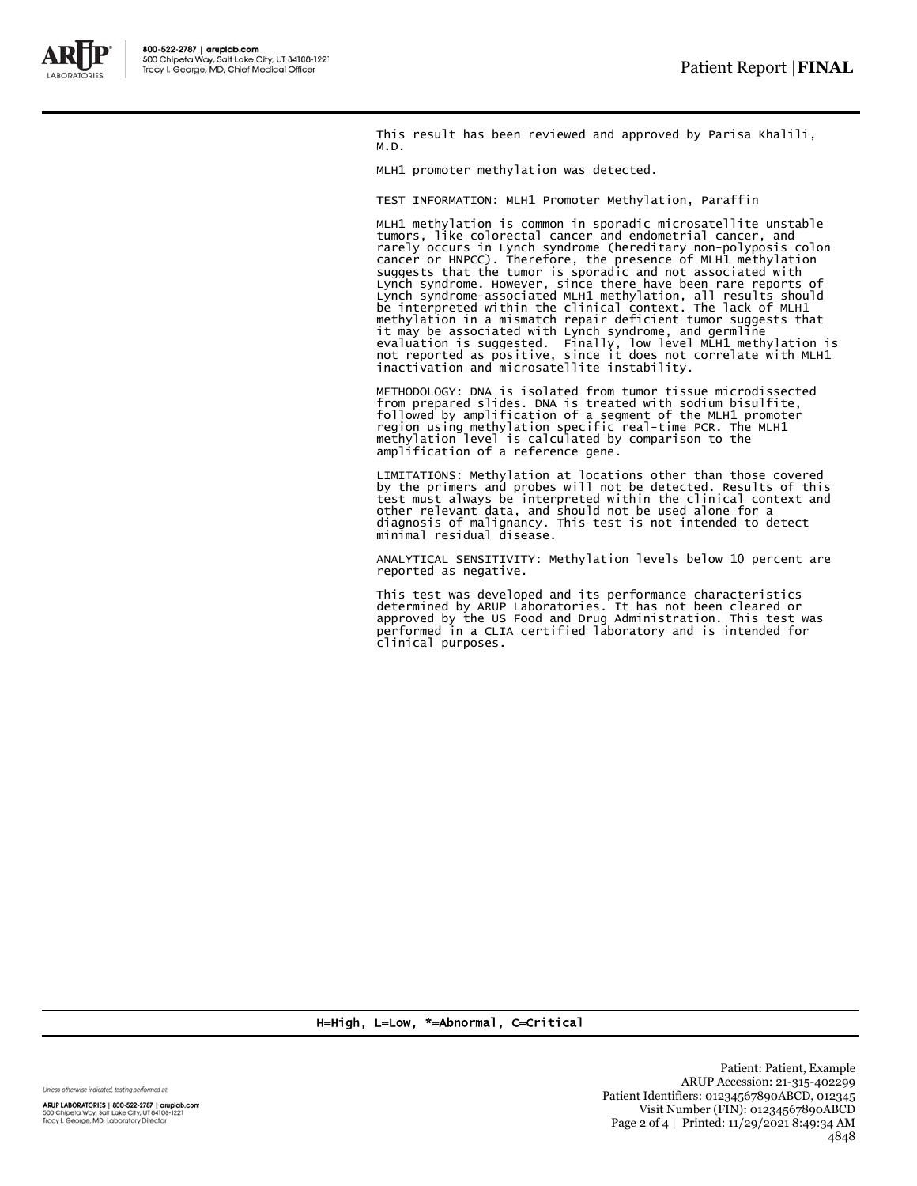This result has been reviewed and approved by Parisa Khalili, M.D.

MLH1 promoter methylation was detected.

TEST INFORMATION: MLH1 Promoter Methylation, Paraffin

MLH1 methylation is common in sporadic microsatellite unstable tumors, like colorectal cancer and endometrial cancer, and rarely occurs in Lynch syndrome (hereditary non-polyposis colon cancer or HNPCC). Therefore, the presence of MLH1 methylation suggests that the tumor is sporadic and not associated with Lynch syndrome. However, since there have been rare reports of Lynch syndrome-associated MLH1 methylation, all results should be interpreted within the clinical context. The lack of MLH1 methylation in a mismatch repair deficient tumor suggests that it may be associated with Lynch syndrome, and germline evaluation is suggested. Finally, low level MLH1 methylation is not reported as positive, since it does not correlate with MLH1 inactivation and microsatellite instability.

METHODOLOGY: DNA is isolated from tumor tissue microdissected from prepared slides. DNA is treated with sodium bisulfite, followed by amplification of a segment of the MLH1 promoter region using methylation specific real-time PCR. The MLH1 methylation level is calculated by comparison to the amplification of a reference gene.

LIMITATIONS: Methylation at locations other than those covered by the primers and probes will not be detected. Results of this test must always be interpreted within the clinical context and other relevant data, and should not be used alone for a diagnosis of malignancy. This test is not intended to detect minimal residual disease.

ANALYTICAL SENSITIVITY: Methylation levels below 10 percent are reported as negative.

This test was developed and its performance characteristics determined by ARUP Laboratories. It has not been cleared or approved by the US Food and Drug Administration. This test was performed in a CLIA certified laboratory and is intended for clinical purposes.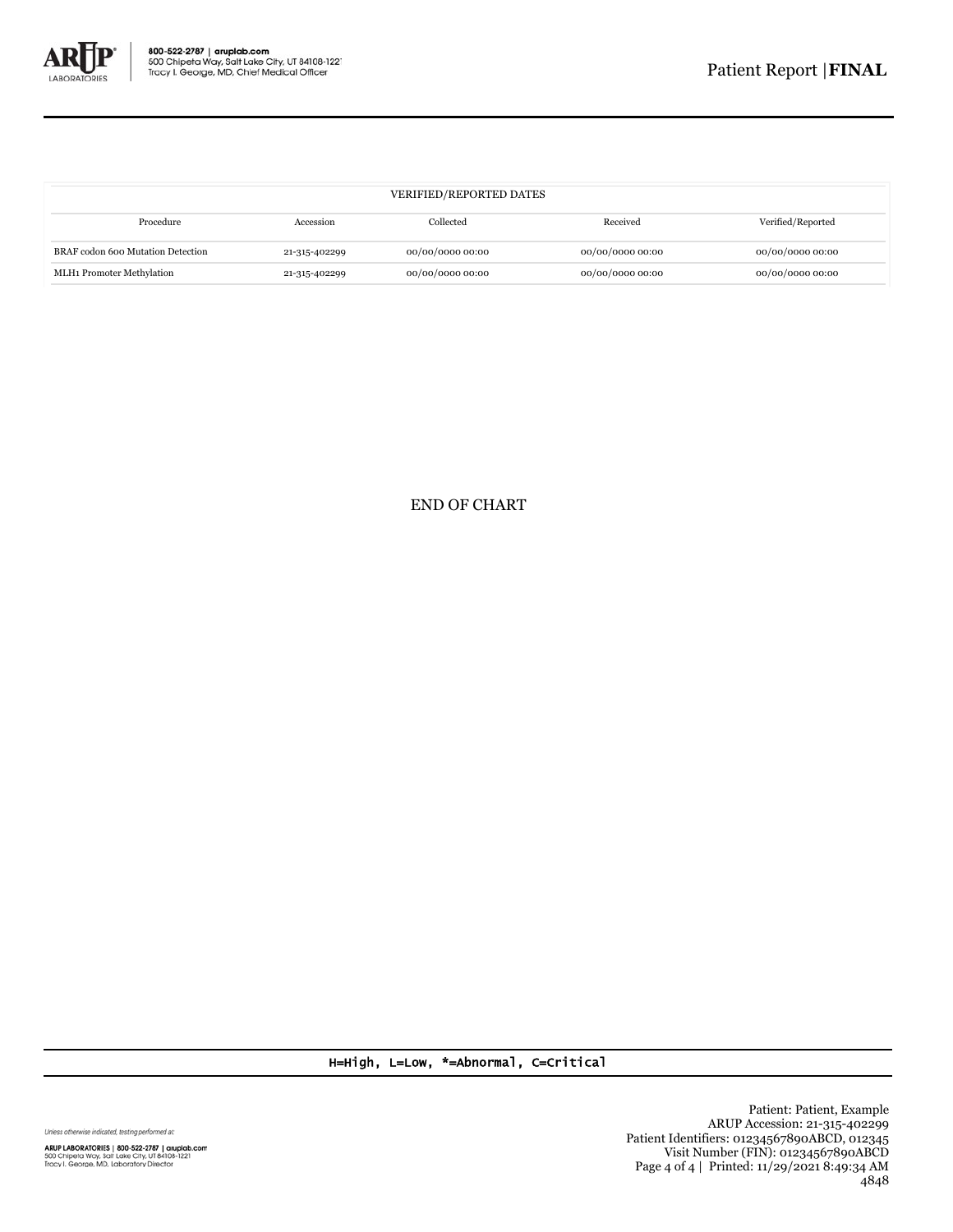| VERIFIED/REPORTED DATES | | | | |
|---|---|---|---|---|
| Procedure | Accession | Collected | Received | Verified/Reported |
| BRAF codon 600 Mutation Detection | 21-315-402299 | 00/00/0000 00:00 | 00/00/0000 00:00 | 00/00/0000 00:00 |
| MLH1 Promoter Methylation | 21-315-402299 | 00/00/0000 00:00 | 00/00/0000 00:00 | 00/00/0000 00:00 |

END OF CHART